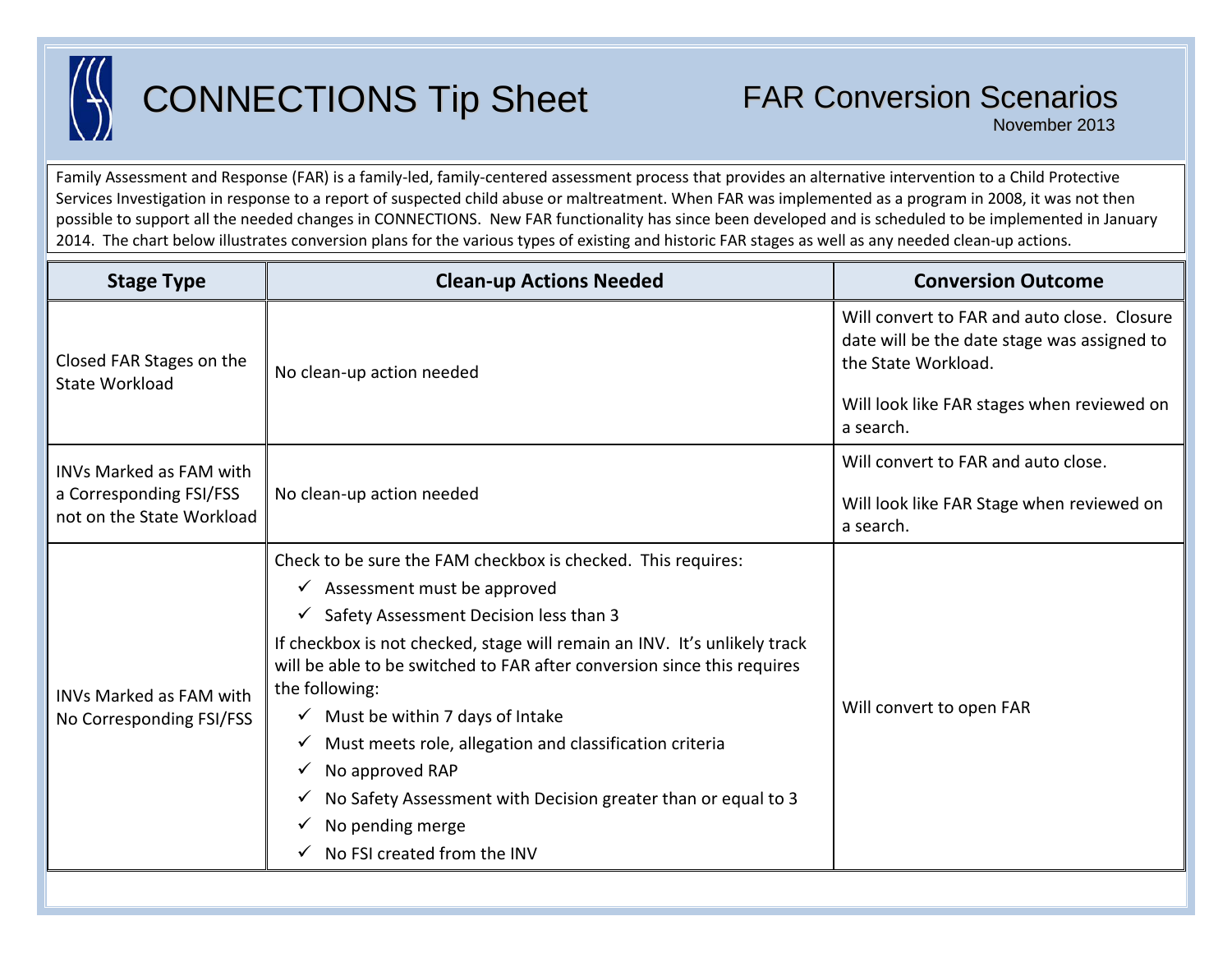# CONNECTIONS Tip Sheet

## FAR Conversion Scenarios

November 2013

Family Assessment and Response (FAR) is a family-led, family-centered assessment process that provides an alternative intervention to a Child Protective Services Investigation in response to a report of suspected child abuse or maltreatment. When FAR was implemented as a program in 2008, it was not then possible to support all the needed changes in CONNECTIONS. New FAR functionality has since been developed and is scheduled to be implemented in January 2014. The chart below illustrates conversion plans for the various types of existing and historic FAR stages as well as any needed clean-up actions.

| Stage Type | Clean-up Actions Needed | Conversion Outcome |
|---|---|---|
| Closed FAR Stages on the State Workload | No clean-up action needed | Will convert to FAR and auto close. Closure date will be the date stage was assigned to the State Workload.<br><br>Will look like FAR stages when reviewed on a search. |
| INVs Marked as FAM with a Corresponding FSI/FSS not on the State Workload | No clean-up action needed | Will convert to FAR and auto close.<br><br>Will look like FAR Stage when reviewed on a search. |
| INVs Marked as FAM with No Corresponding FSI/FSS | Check to be sure the FAM checkbox is checked. This requires:<br>✓ Assessment must be approved<br>✓ Safety Assessment Decision less than 3<br><br>If checkbox is not checked, stage will remain an INV. It's unlikely track will be able to be switched to FAR after conversion since this requires the following:<br>✓ Must be within 7 days of Intake<br>✓ Must meets role, allegation and classification criteria<br>✓ No approved RAP<br>✓ No Safety Assessment with Decision greater than or equal to 3<br>✓ No pending merge<br>✓ No FSI created from the INV | Will convert to open FAR |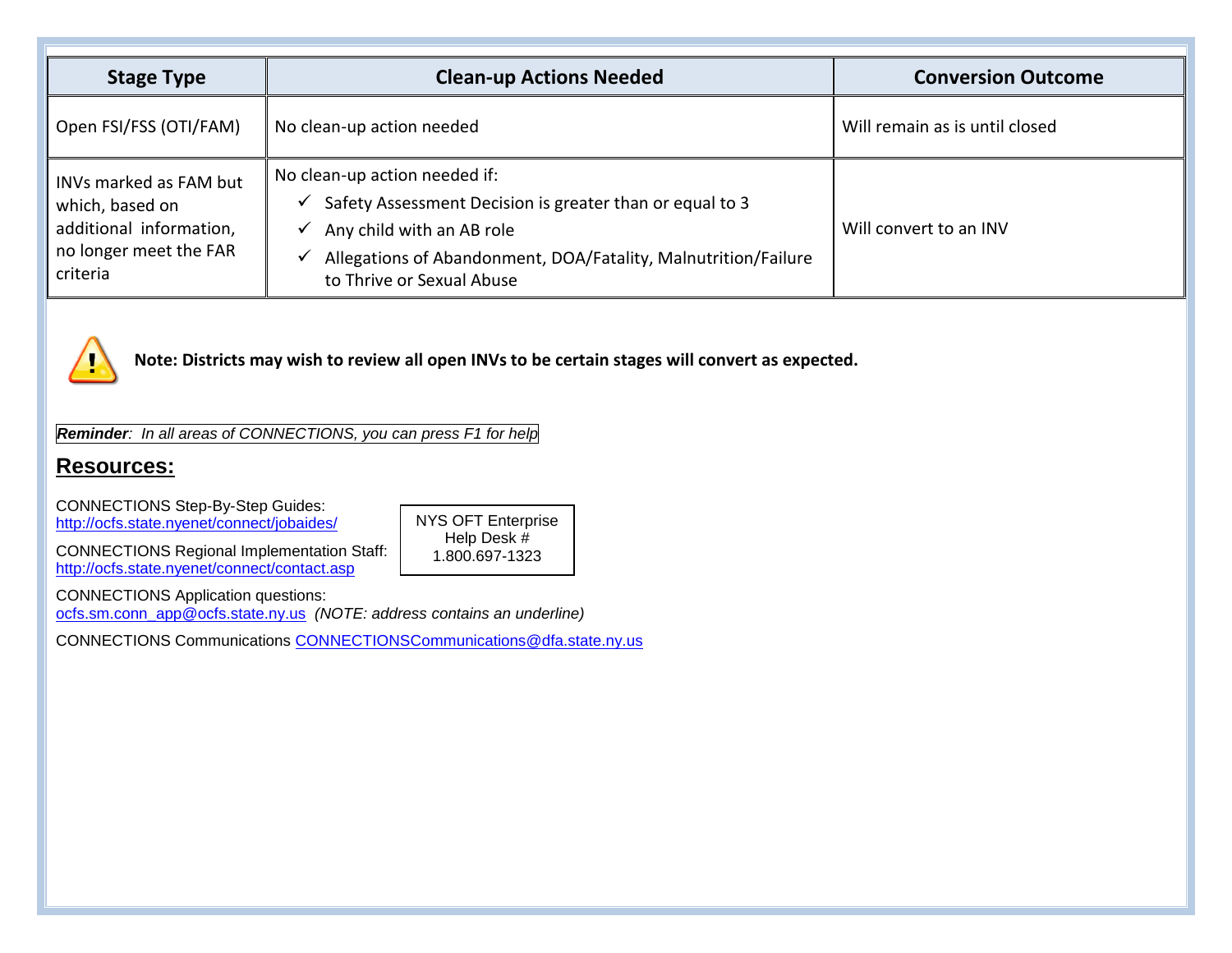| Stage Type | Clean-up Actions Needed | Conversion Outcome |
|---|---|---|
| Open FSI/FSS (OTI/FAM) | No clean-up action needed | Will remain as is until closed |
| INVs marked as FAM but which, based on additional information, no longer meet the FAR criteria | No clean-up action needed if:<br>✓ Safety Assessment Decision is greater than or equal to 3<br>✓ Any child with an AB role<br>✓ Allegations of Abandonment, DOA/Fatality, Malnutrition/Failure to Thrive or Sexual Abuse | Will convert to an INV |

**Note: Districts may wish to review all open INVs to be certain stages will convert as expected.**

***Reminder**: In all areas of CONNECTIONS, you can press F1 for help*

## Resources:

CONNECTIONS Step-By-Step Guides:
http://ocfs.state.nyenet/connect/jobaides/

CONNECTIONS Regional Implementation Staff:
http://ocfs.state.nyenet/connect/contact.asp

NYS OFT Enterprise Help Desk # 1.800.697-1323

CONNECTIONS Application questions:
ocfs.sm.conn_app@ocfs.state.ny.us *(NOTE: address contains an underline)*

CONNECTIONS Communications CONNECTIONSCommunications@dfa.state.ny.us